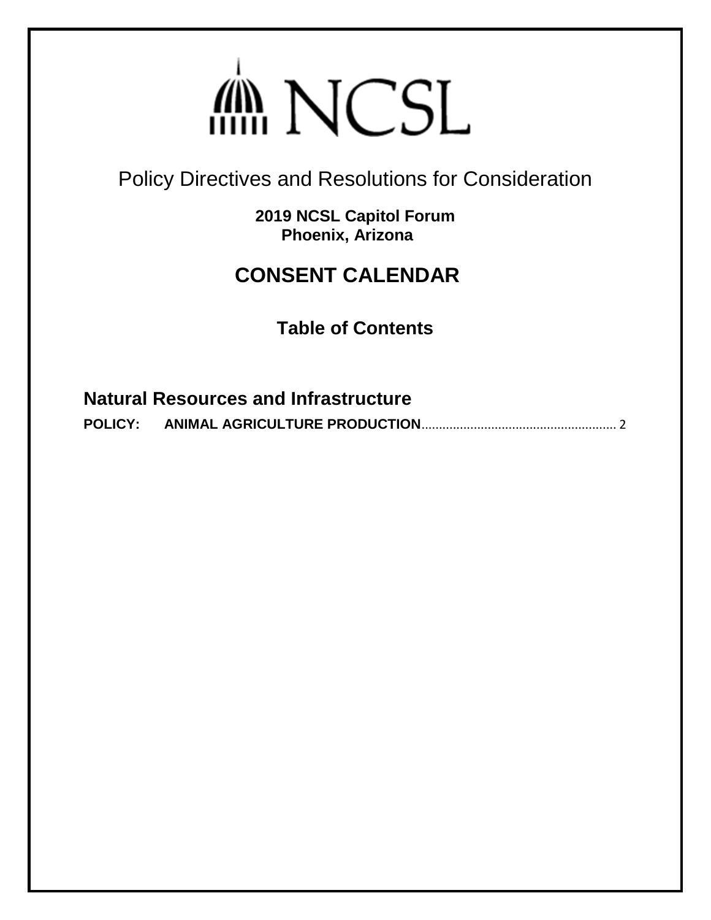# NCSL

## Policy Directives and Resolutions for Consideration

**2019 NCSL Capitol Forum**
**Phoenix, Arizona**

## CONSENT CALENDAR

### Table of Contents

### Natural Resources and Infrastructure

**POLICY: ANIMAL AGRICULTURE PRODUCTION** ........................................................ 2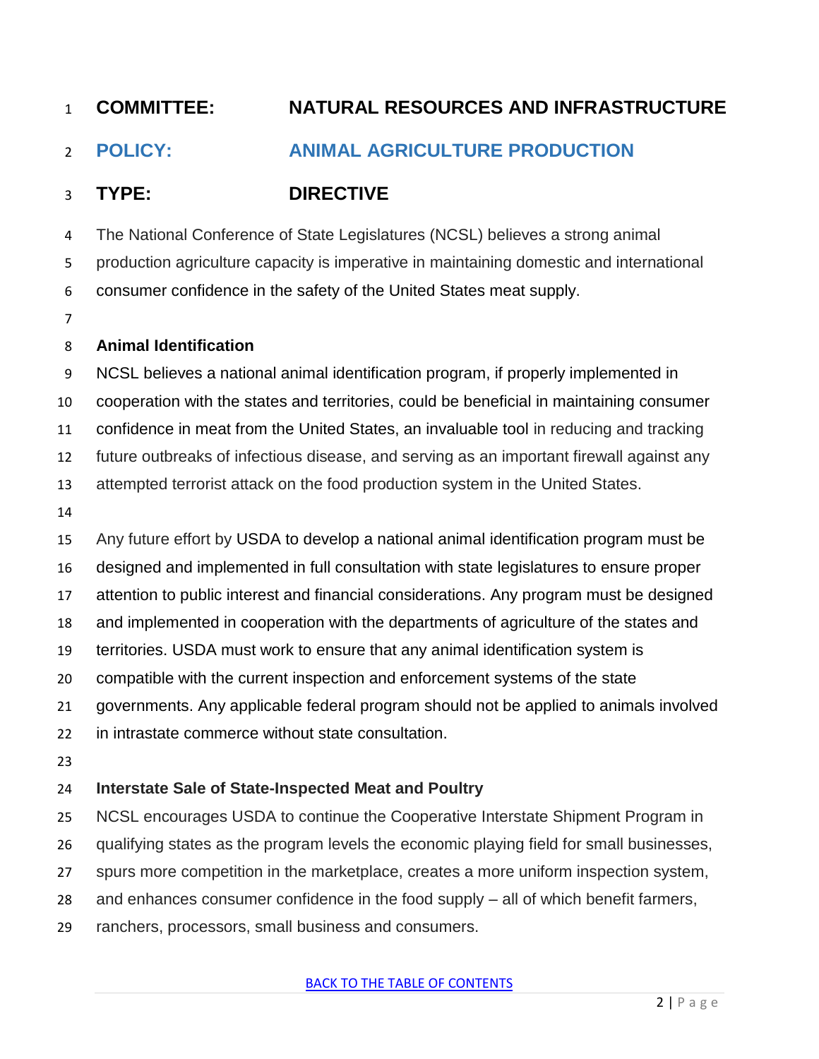**COMMITTEE: NATURAL RESOURCES AND INFRASTRUCTURE**

## POLICY: ANIMAL AGRICULTURE PRODUCTION

**TYPE: DIRECTIVE**

The National Conference of State Legislatures (NCSL) believes a strong animal production agriculture capacity is imperative in maintaining domestic and international consumer confidence in the safety of the United States meat supply.

### Animal Identification

NCSL believes a national animal identification program, if properly implemented in cooperation with the states and territories, could be beneficial in maintaining consumer confidence in meat from the United States, an invaluable tool in reducing and tracking future outbreaks of infectious disease, and serving as an important firewall against any attempted terrorist attack on the food production system in the United States.

Any future effort by USDA to develop a national animal identification program must be designed and implemented in full consultation with state legislatures to ensure proper attention to public interest and financial considerations. Any program must be designed and implemented in cooperation with the departments of agriculture of the states and territories. USDA must work to ensure that any animal identification system is compatible with the current inspection and enforcement systems of the state governments. Any applicable federal program should not be applied to animals involved in intrastate commerce without state consultation.

### Interstate Sale of State-Inspected Meat and Poultry

NCSL encourages USDA to continue the Cooperative Interstate Shipment Program in qualifying states as the program levels the economic playing field for small businesses, spurs more competition in the marketplace, creates a more uniform inspection system, and enhances consumer confidence in the food supply – all of which benefit farmers, ranchers, processors, small business and consumers.

BACK TO THE TABLE OF CONTENTS